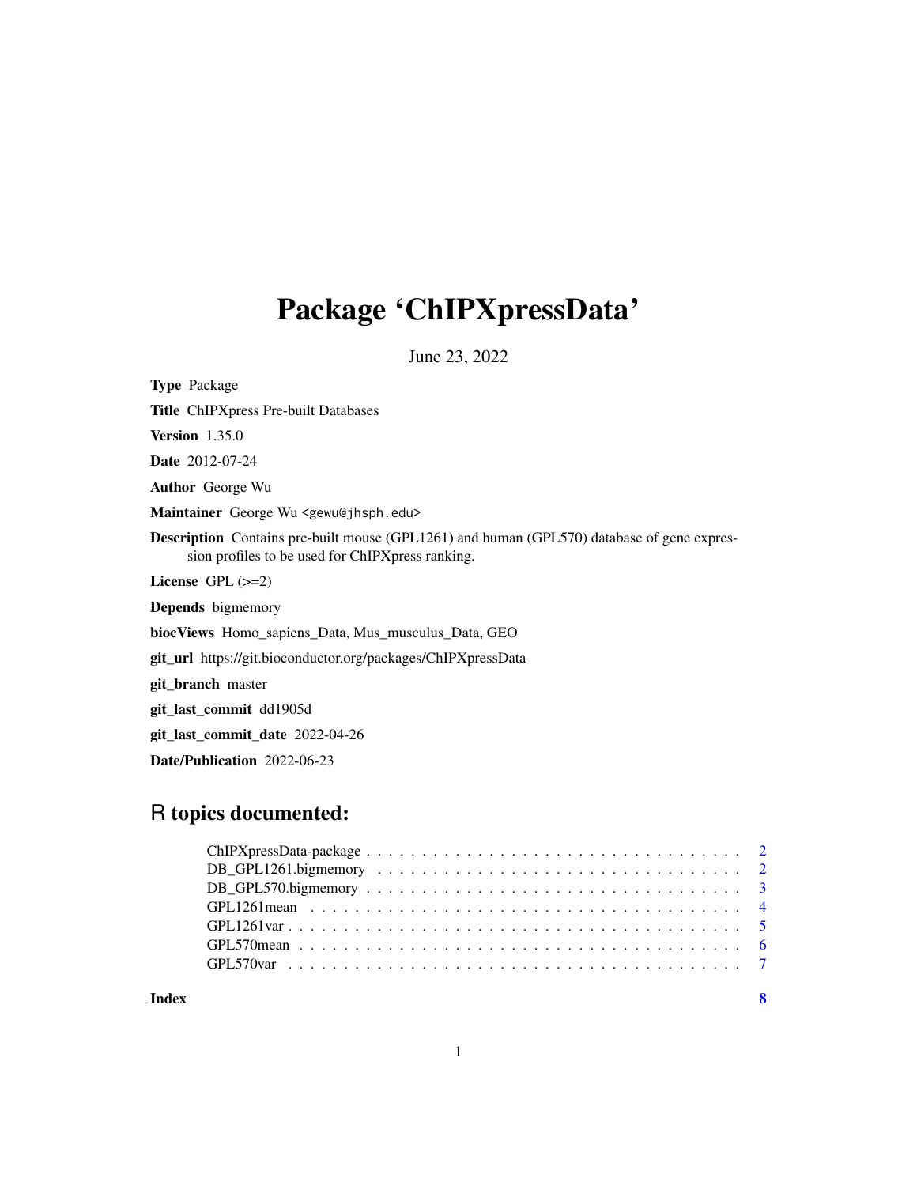# Package 'ChIPXpressData'

June 23, 2022

**Type** Package

**Title** ChIPXpress Pre-built Databases

**Version** 1.35.0

**Date** 2012-07-24

**Author** George Wu

**Maintainer** George Wu <gewu@jhsph.edu>

**Description** Contains pre-built mouse (GPL1261) and human (GPL570) database of gene expression profiles to be used for ChIPXpress ranking.

**License** GPL (>=2)

**Depends** bigmemory

**biocViews** Homo_sapiens_Data, Mus_musculus_Data, GEO

**git_url** https://git.bioconductor.org/packages/ChIPXpressData

**git_branch** master

**git_last_commit** dd1905d

**git_last_commit_date** 2022-04-26

**Date/Publication** 2022-06-23

## R topics documented:

- ChIPXpressData-package . . . . . 2
- DB_GPL1261.bigmemory . . . . . 2
- DB_GPL570.bigmemory . . . . . 3
- GPL1261mean . . . . . 4
- GPL1261var . . . . . 5
- GPL570mean . . . . . 6
- GPL570var . . . . . 7

**Index** 8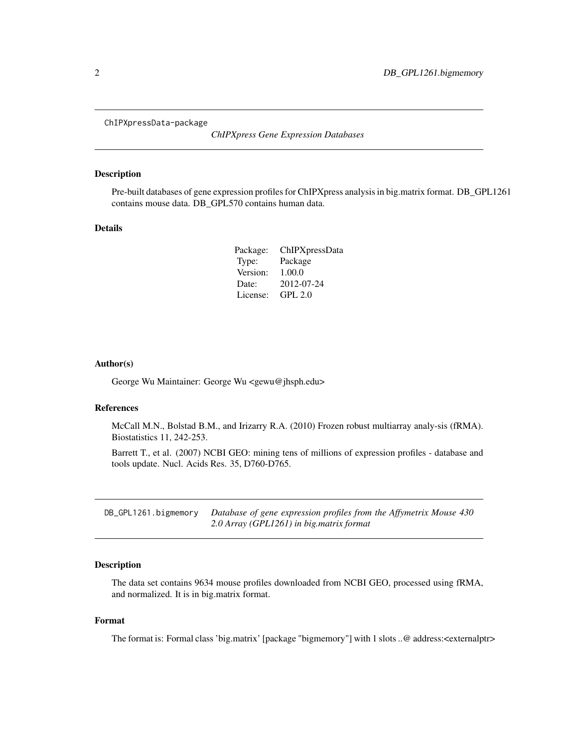ChIPXpressData-package *ChIPXpress Gene Expression Databases*

## Description

Pre-built databases of gene expression profiles for ChIPXpress analysis in big.matrix format. DB_GPL1261 contains mouse data. DB_GPL570 contains human data.

## Details

| | |
|---|---|
| Package: | ChIPXpressData |
| Type: | Package |
| Version: | 1.00.0 |
| Date: | 2012-07-24 |
| License: | GPL 2.0 |

## Author(s)

George Wu Maintainer: George Wu <gewu@jhsph.edu>

## References

McCall M.N., Bolstad B.M., and Irizarry R.A. (2010) Frozen robust multiarray analy-sis (fRMA). Biostatistics 11, 242-253.

Barrett T., et al. (2007) NCBI GEO: mining tens of millions of expression profiles - database and tools update. Nucl. Acids Res. 35, D760-D765.

DB_GPL1261.bigmemory *Database of gene expression profiles from the Affymetrix Mouse 430 2.0 Array (GPL1261) in big.matrix format*

## Description

The data set contains 9634 mouse profiles downloaded from NCBI GEO, processed using fRMA, and normalized. It is in big.matrix format.

## Format

The format is: Formal class 'big.matrix' [package "bigmemory"] with 1 slots ..@ address:<externalptr>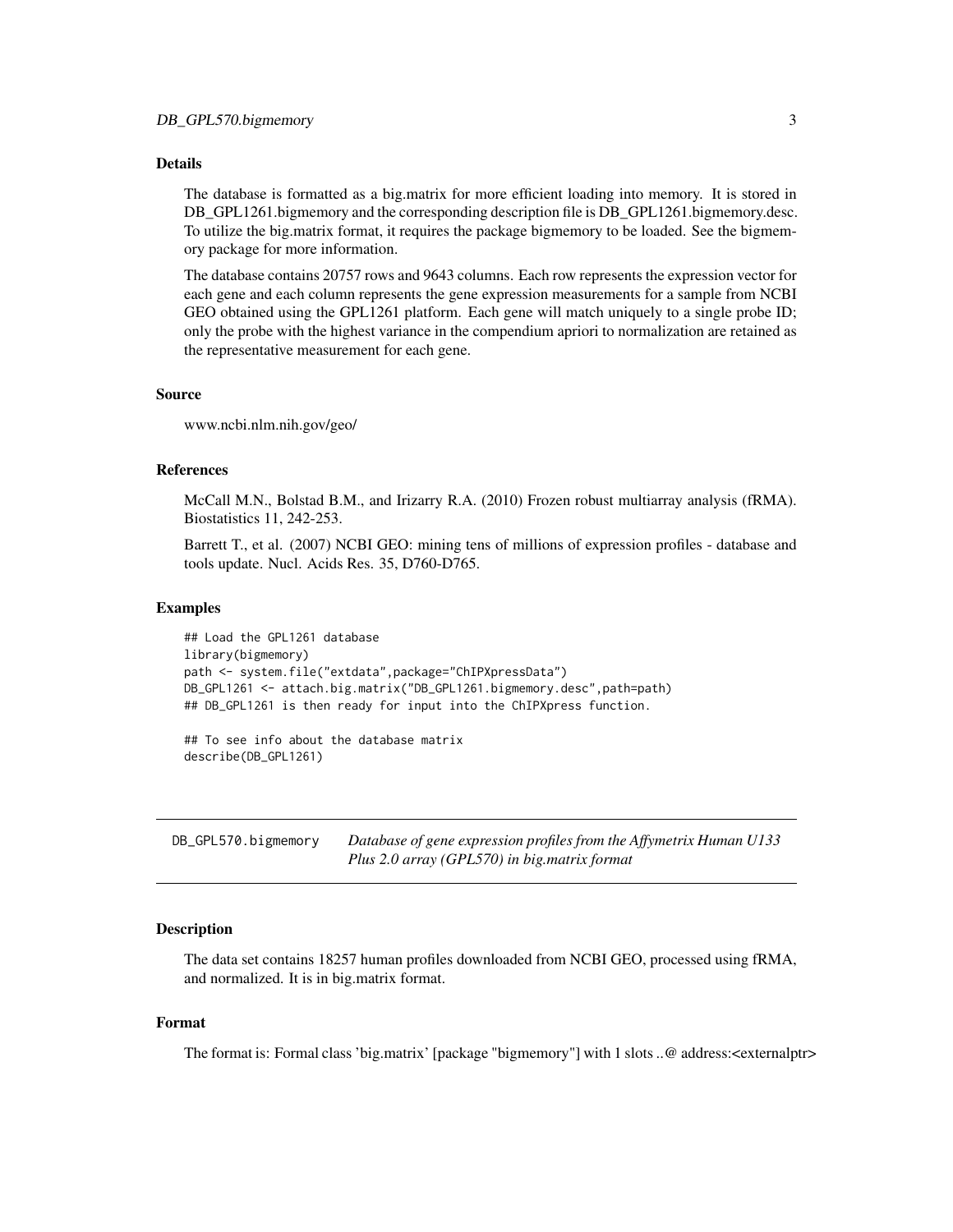### Details

The database is formatted as a big.matrix for more efficient loading into memory. It is stored in DB_GPL1261.bigmemory and the corresponding description file is DB_GPL1261.bigmemory.desc. To utilize the big.matrix format, it requires the package bigmemory to be loaded. See the bigmemory package for more information.

The database contains 20757 rows and 9643 columns. Each row represents the expression vector for each gene and each column represents the gene expression measurements for a sample from NCBI GEO obtained using the GPL1261 platform. Each gene will match uniquely to a single probe ID; only the probe with the highest variance in the compendium apriori to normalization are retained as the representative measurement for each gene.

### Source

www.ncbi.nlm.nih.gov/geo/

### References

McCall M.N., Bolstad B.M., and Irizarry R.A. (2010) Frozen robust multiarray analysis (fRMA). Biostatistics 11, 242-253.

Barrett T., et al. (2007) NCBI GEO: mining tens of millions of expression profiles - database and tools update. Nucl. Acids Res. 35, D760-D765.

### Examples

```
## Load the GPL1261 database
library(bigmemory)
path <- system.file("extdata",package="ChIPXpressData")
DB_GPL1261 <- attach.big.matrix("DB_GPL1261.bigmemory.desc",path=path)
## DB_GPL1261 is then ready for input into the ChIPXpress function.

## To see info about the database matrix
describe(DB_GPL1261)
```

---

## DB_GPL570.bigmemory *Database of gene expression profiles from the Affymetrix Human U133 Plus 2.0 array (GPL570) in big.matrix format*

---

### Description

The data set contains 18257 human profiles downloaded from NCBI GEO, processed using fRMA, and normalized. It is in big.matrix format.

### Format

The format is: Formal class 'big.matrix' [package "bigmemory"] with 1 slots ..@ address:<externalptr>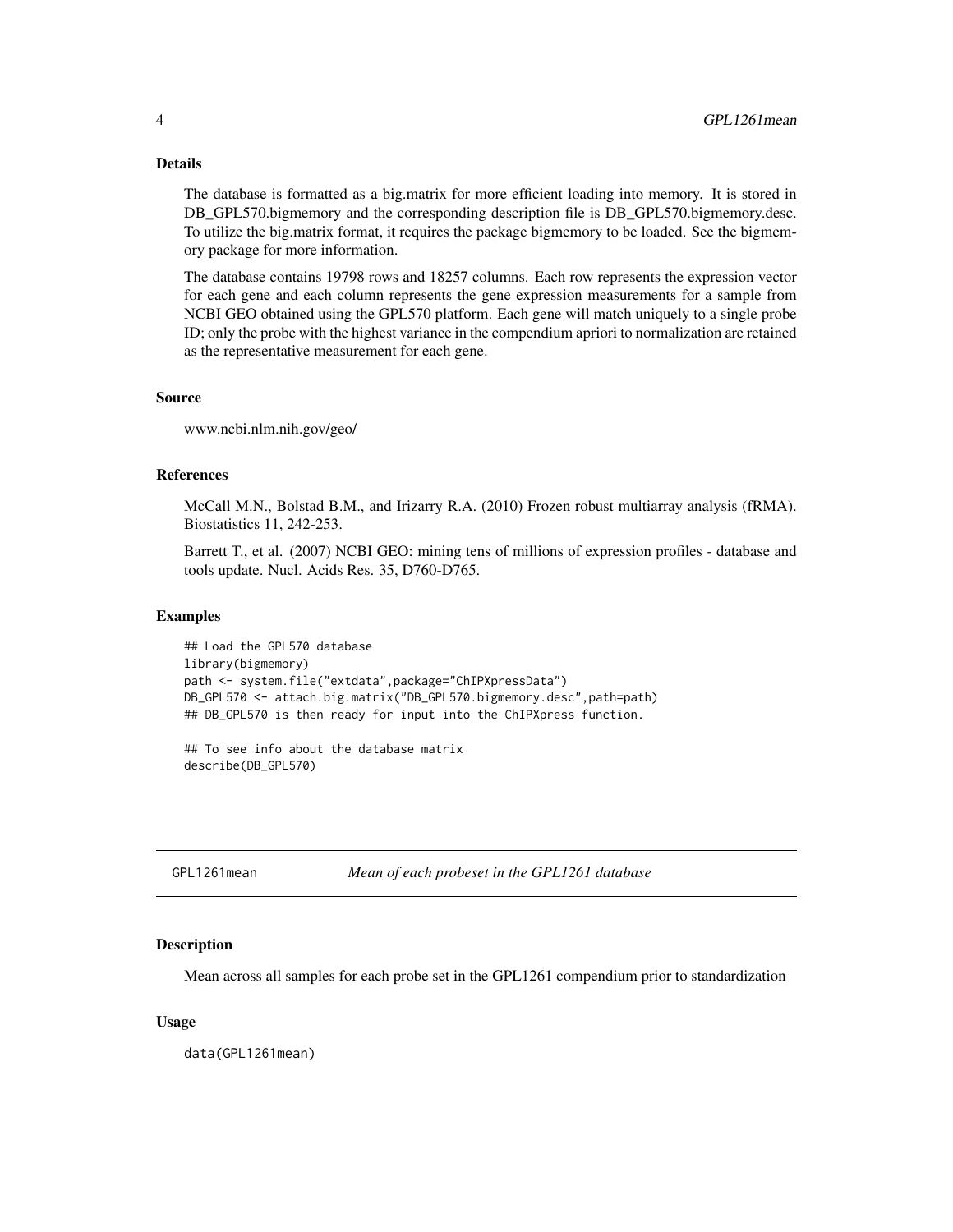## Details

The database is formatted as a big.matrix for more efficient loading into memory. It is stored in DB_GPL570.bigmemory and the corresponding description file is DB_GPL570.bigmemory.desc. To utilize the big.matrix format, it requires the package bigmemory to be loaded. See the bigmemory package for more information.

The database contains 19798 rows and 18257 columns. Each row represents the expression vector for each gene and each column represents the gene expression measurements for a sample from NCBI GEO obtained using the GPL570 platform. Each gene will match uniquely to a single probe ID; only the probe with the highest variance in the compendium apriori to normalization are retained as the representative measurement for each gene.

## Source

www.ncbi.nlm.nih.gov/geo/

## References

McCall M.N., Bolstad B.M., and Irizarry R.A. (2010) Frozen robust multiarray analysis (fRMA). Biostatistics 11, 242-253.

Barrett T., et al. (2007) NCBI GEO: mining tens of millions of expression profiles - database and tools update. Nucl. Acids Res. 35, D760-D765.

## Examples

```
## Load the GPL570 database
library(bigmemory)
path <- system.file("extdata",package="ChIPXpressData")
DB_GPL570 <- attach.big.matrix("DB_GPL570.bigmemory.desc",path=path)
## DB_GPL570 is then ready for input into the ChIPXpress function.

## To see info about the database matrix
describe(DB_GPL570)
```

---

# GPL1261mean — *Mean of each probeset in the GPL1261 database*

---

## Description

Mean across all samples for each probe set in the GPL1261 compendium prior to standardization

## Usage

```
data(GPL1261mean)
```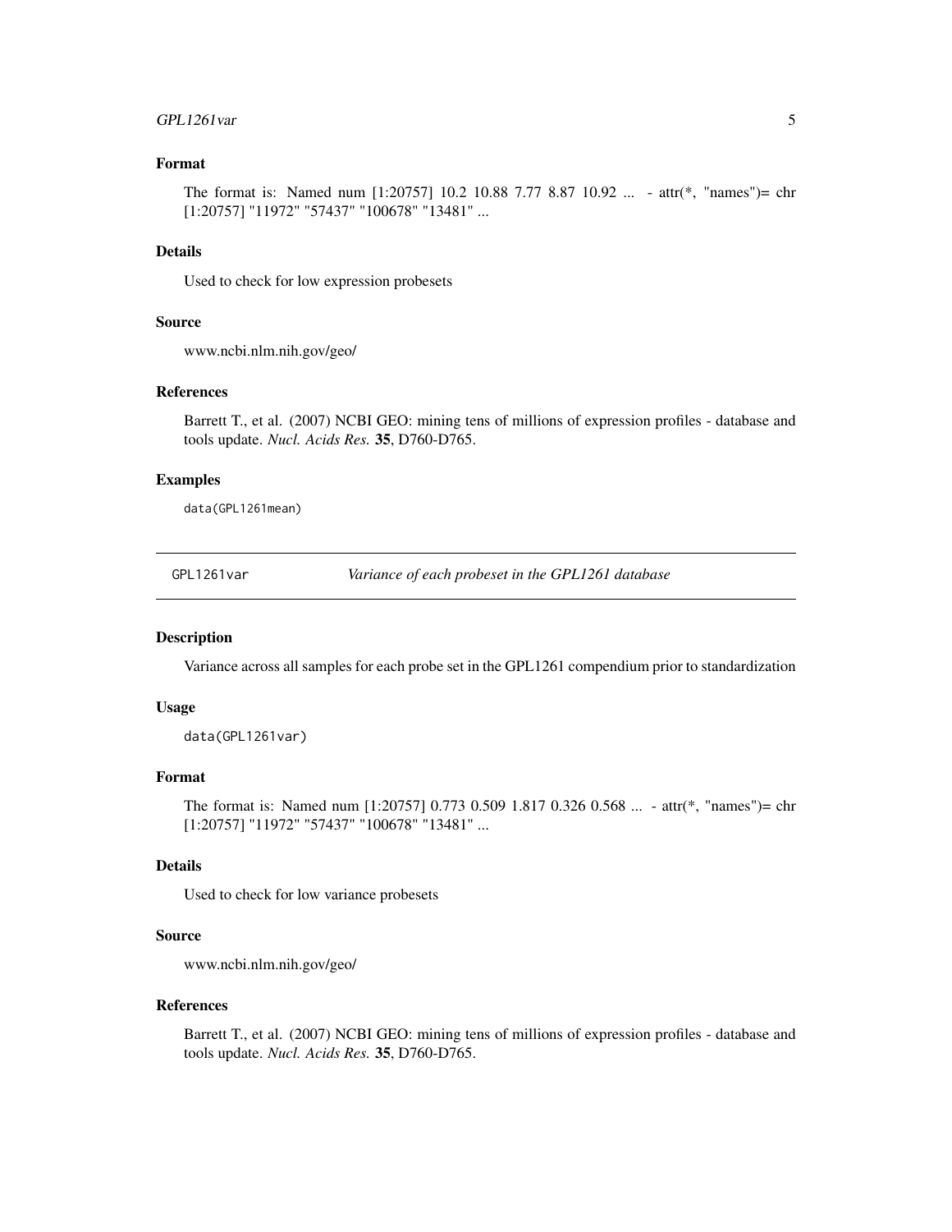### Format

The format is: Named num [1:20757] 10.2 10.88 7.77 8.87 10.92 ... - attr(*, "names")= chr [1:20757] "11972" "57437" "100678" "13481" ...

### Details

Used to check for low expression probesets

### Source

www.ncbi.nlm.nih.gov/geo/

### References

Barrett T., et al. (2007) NCBI GEO: mining tens of millions of expression profiles - database and tools update. *Nucl. Acids Res.* **35**, D760-D765.

### Examples

```
data(GPL1261mean)
```

---

## GPL1261var &nbsp;&nbsp;&nbsp; *Variance of each probeset in the GPL1261 database*

---

### Description

Variance across all samples for each probe set in the GPL1261 compendium prior to standardization

### Usage

```
data(GPL1261var)
```

### Format

The format is: Named num [1:20757] 0.773 0.509 1.817 0.326 0.568 ... - attr(*, "names")= chr [1:20757] "11972" "57437" "100678" "13481" ...

### Details

Used to check for low variance probesets

### Source

www.ncbi.nlm.nih.gov/geo/

### References

Barrett T., et al. (2007) NCBI GEO: mining tens of millions of expression profiles - database and tools update. *Nucl. Acids Res.* **35**, D760-D765.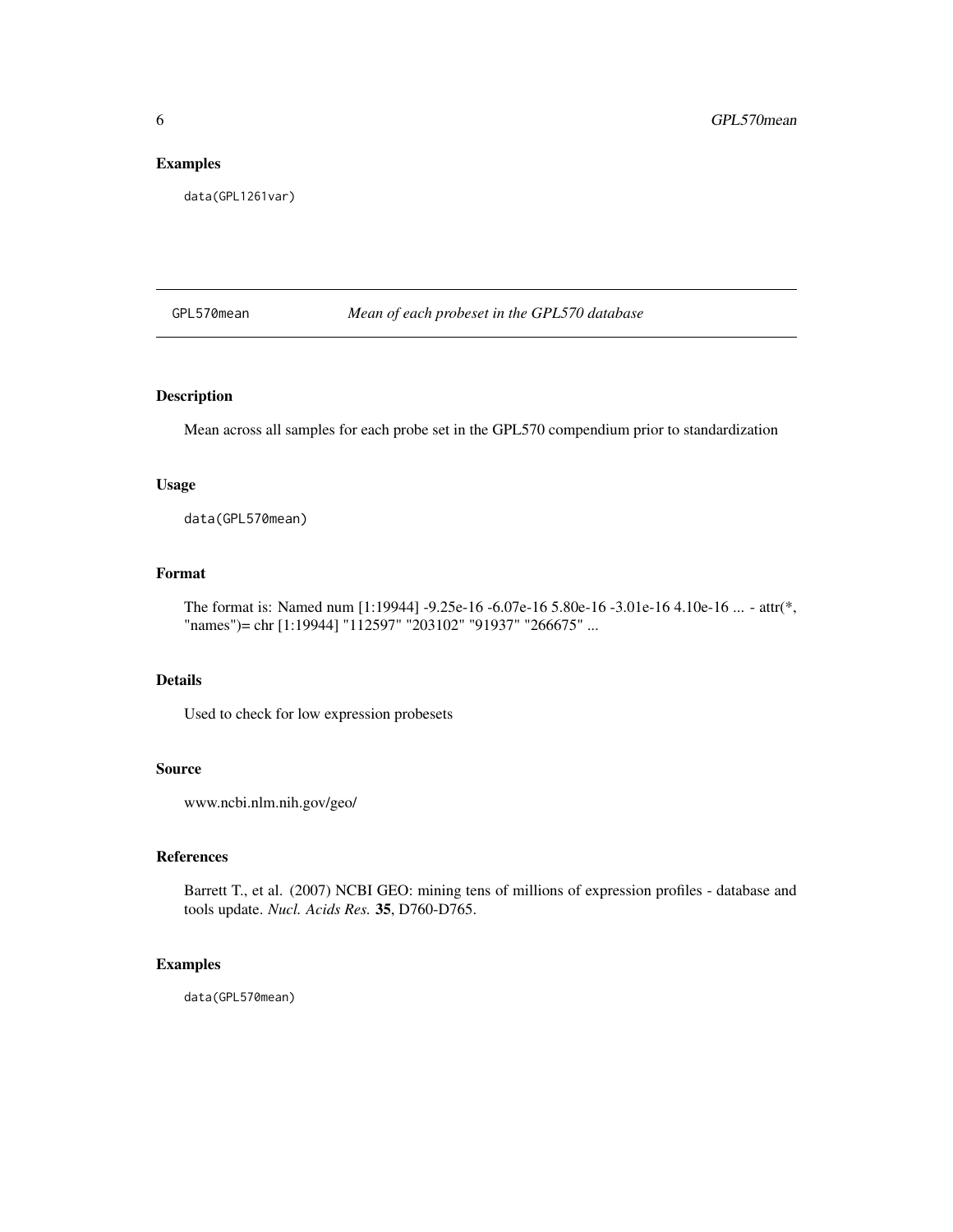## Examples

```
data(GPL1261var)
```

---

**GPL570mean** *Mean of each probeset in the GPL570 database*

---

### Description

Mean across all samples for each probe set in the GPL570 compendium prior to standardization

### Usage

```
data(GPL570mean)
```

### Format

The format is: Named num [1:19944] -9.25e-16 -6.07e-16 5.80e-16 -3.01e-16 4.10e-16 ... - attr(*, "names")= chr [1:19944] "112597" "203102" "91937" "266675" ...

### Details

Used to check for low expression probesets

### Source

www.ncbi.nlm.nih.gov/geo/

### References

Barrett T., et al. (2007) NCBI GEO: mining tens of millions of expression profiles - database and tools update. *Nucl. Acids Res.* **35**, D760-D765.

### Examples

```
data(GPL570mean)
```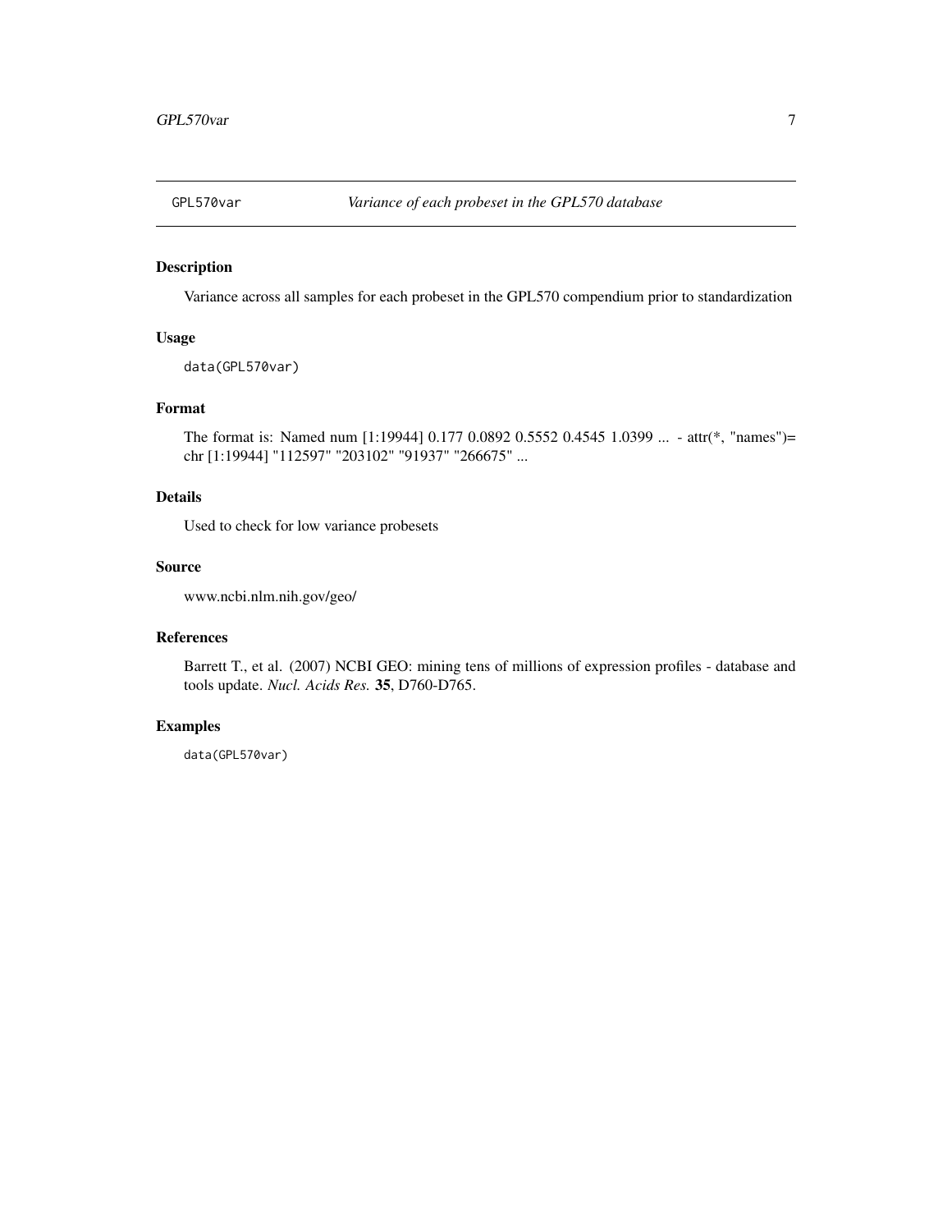GPL570var *Variance of each probeset in the GPL570 database*

## Description

Variance across all samples for each probeset in the GPL570 compendium prior to standardization

## Usage

```
data(GPL570var)
```

## Format

The format is: Named num [1:19944] 0.177 0.0892 0.5552 0.4545 1.0399 ... - attr(*, "names")= chr [1:19944] "112597" "203102" "91937" "266675" ...

## Details

Used to check for low variance probesets

## Source

www.ncbi.nlm.nih.gov/geo/

## References

Barrett T., et al. (2007) NCBI GEO: mining tens of millions of expression profiles - database and tools update. *Nucl. Acids Res.* **35**, D760-D765.

## Examples

```
data(GPL570var)
```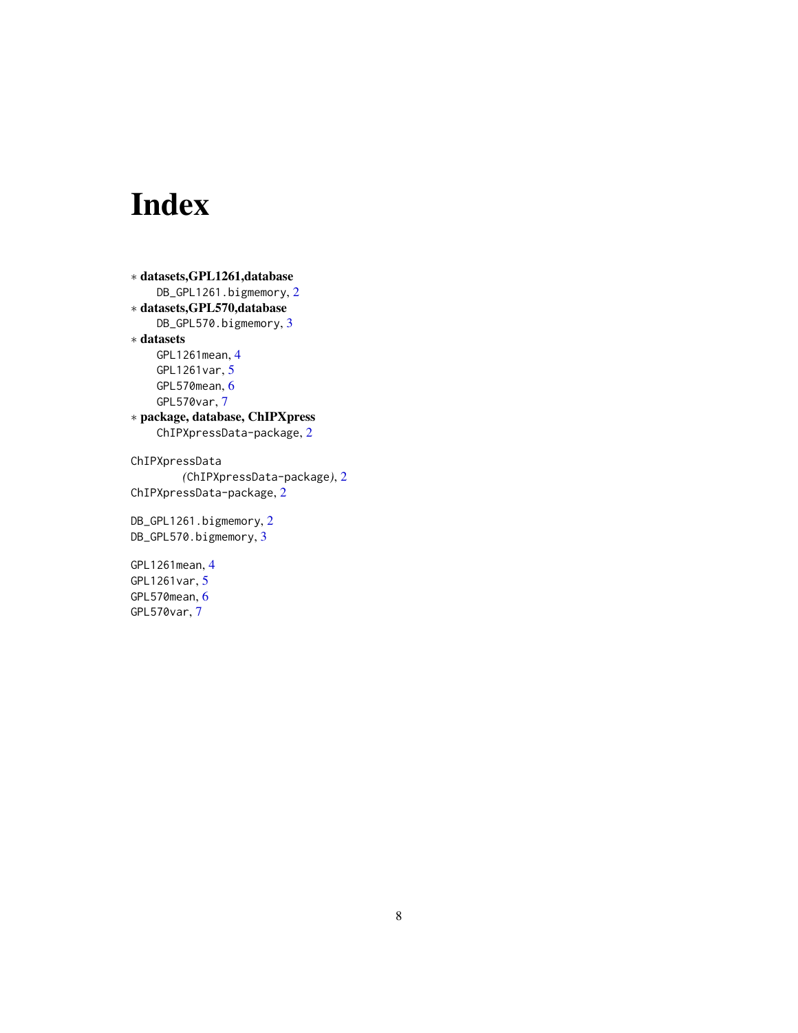# Index

∗ **datasets,GPL1261,database**
    DB_GPL1261.bigmemory, 2
∗ **datasets,GPL570,database**
    DB_GPL570.bigmemory, 3
∗ **datasets**
    GPL1261mean, 4
    GPL1261var, 5
    GPL570mean, 6
    GPL570var, 7
∗ **package, database, ChIPXpress**
    ChIPXpressData-package, 2

ChIPXpressData
        (ChIPXpressData-package), 2
ChIPXpressData-package, 2

DB_GPL1261.bigmemory, 2
DB_GPL570.bigmemory, 3

GPL1261mean, 4
GPL1261var, 5
GPL570mean, 6
GPL570var, 7